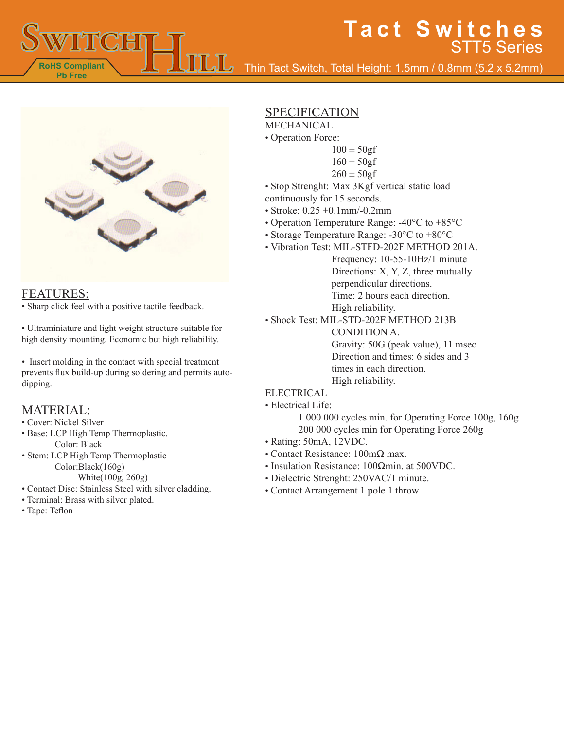# Tact Switches

## STT5 Series

Thin Tact Switch, Total Height: 1.5mm / 0.8mm (5.2 x 5.2mm)

RoHS Compliant
Pb Free

## FEATURES:

- Sharp click feel with a positive tactile feedback.
- Ultraminiature and light weight structure suitable for high density mounting. Economic but high reliability.
- Insert molding in the contact with special treatment prevents flux build-up during soldering and permits auto-dipping.

## MATERIAL:

- Cover: Nickel Silver
- Base: LCP High Temp Thermoplastic.
  Color: Black
- Stem: LCP High Temp Thermoplastic
  Color:Black(160g)
  White(100g, 260g)
- Contact Disc: Stainless Steel with silver cladding.
- Terminal: Brass with silver plated.
- Tape: Teflon

## SPECIFICATION

### MECHANICAL

- Operation Force:
  100 ± 50gf
  160 ± 50gf
  260 ± 50gf
- Stop Strenght: Max 3Kgf vertical static load continuously for 15 seconds.
- Stroke: 0.25 +0.1mm/-0.2mm
- Operation Temperature Range: -40°C to +85°C
- Storage Temperature Range: -30°C to +80°C
- Vibration Test: MIL-STFD-202F METHOD 201A.
  Frequency: 10-55-10Hz/1 minute
  Directions: X, Y, Z, three mutually perpendicular directions.
  Time: 2 hours each direction.
  High reliability.
- Shock Test: MIL-STD-202F METHOD 213B CONDITION A.
  Gravity: 50G (peak value), 11 msec
  Direction and times: 6 sides and 3 times in each direction.
  High reliability.

### ELECTRICAL

- Electrical Life:
  1 000 000 cycles min. for Operating Force 100g, 160g
  200 000 cycles min for Operating Force 260g
- Rating: 50mA, 12VDC.
- Contact Resistance: 100mΩ max.
- Insulation Resistance: 100Ωmin. at 500VDC.
- Dielectric Strenght: 250VAC/1 minute.
- Contact Arrangement 1 pole 1 throw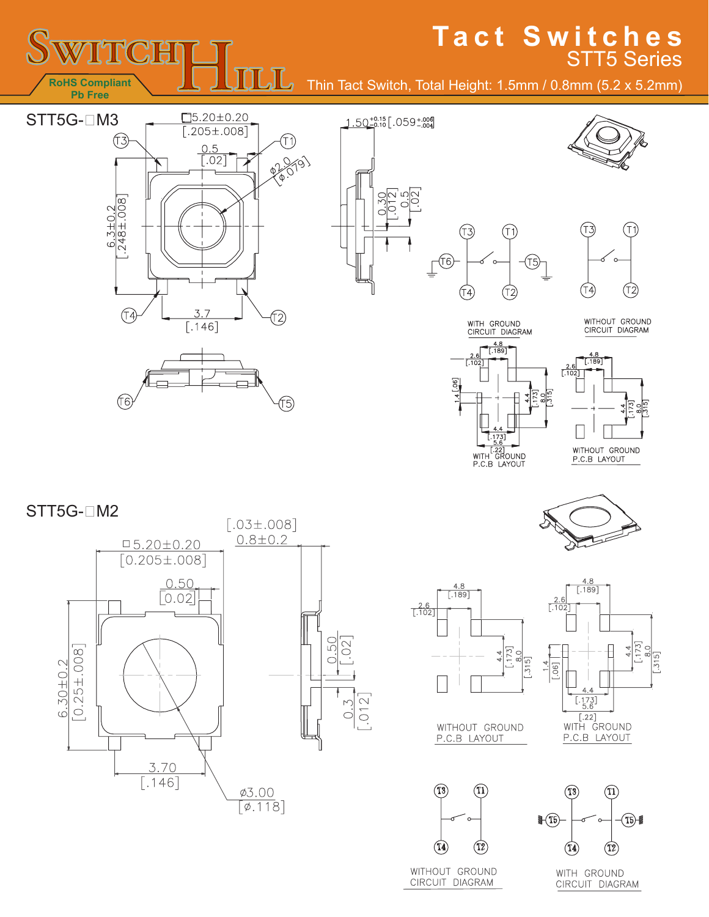# Tact Switches

## STT5 Series

Thin Tact Switch, Total Height: 1.5mm / 0.8mm (5.2 x 5.2mm)

RoHS Compliant
Pb Free

### STT5G-□M3

□5.20±0.20 [.205±.008]

0.5 [.02]

ø2.0 [ø.079]

6.3±0.2 [.248±.008]

3.7 [.146]

T1, T2, T3, T4, T5, T6

1.50 $^{+0.15}_{-0.10}$ [.059 $^{+.006}_{-.004}$]

0.30 [.012]

0.5 [.02]

WITH GROUND CIRCUIT DIAGRAM

WITHOUT GROUND CIRCUIT DIAGRAM

WITH GROUND P.C.B LAYOUT

WITHOUT GROUND P.C.B LAYOUT

4.8 [.189]; 2.6 [.102]; 1.4 [.06]; 4.4 [.173]; 8.0 [.315]; 5.6 [.22]

### STT5G-□M2

□5.20±0.20 [0.205±.008]

0.50 [0.02]

6.30±0.2 [0.25±.008]

3.70 [.146]

ø3.00 [ø.118]

[.03±.008] 0.8±0.2

0.50 [.02]

0.3 [.012]

WITHOUT GROUND P.C.B LAYOUT

WITH GROUND P.C.B LAYOUT

4.8 [.189]; 2.6 [.102]; 1.4 [.06]; 4.4 [.173]; 8.0 [.315]; 5.6 [.22]

WITHOUT GROUND CIRCUIT DIAGRAM

WITH GROUND CIRCUIT DIAGRAM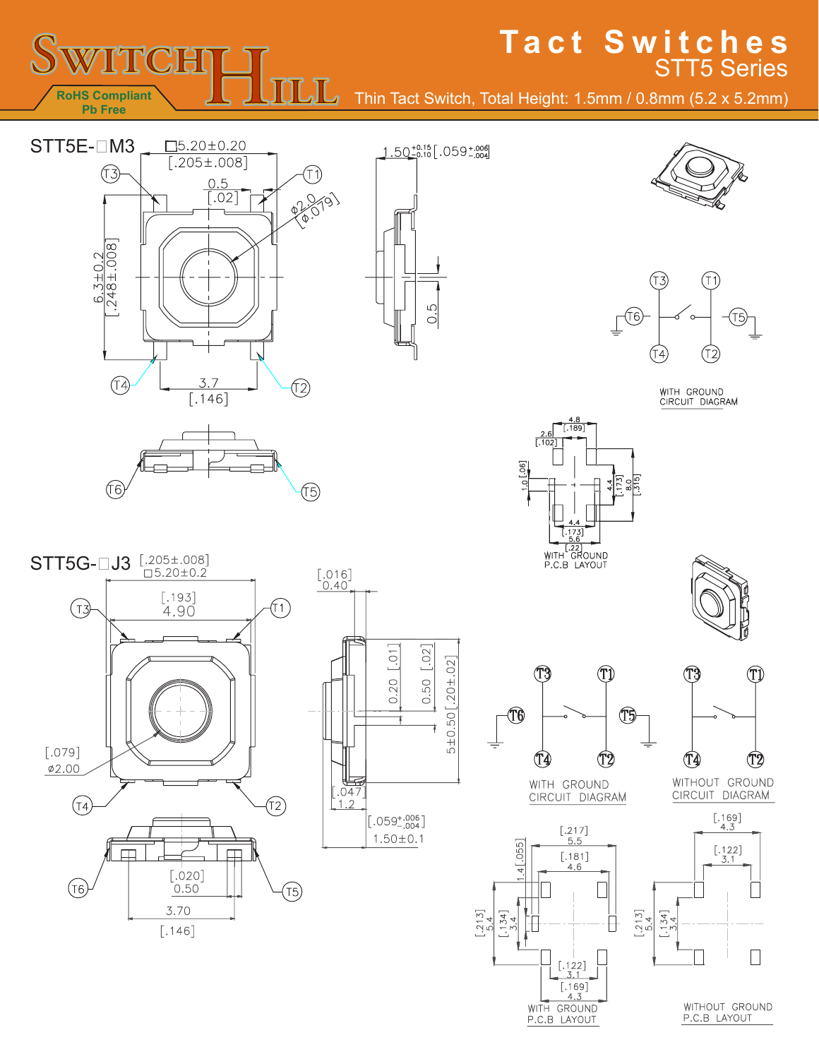# Tact Switches

## STT5 Series

Thin Tact Switch, Total Height: 1.5mm / 0.8mm (5.2 x 5.2mm)

RoHS Compliant
Pb Free

## STT5E-□M3

□5.20±0.20 [.205±.008]

0.5 [.02]

Ø2.0 [Ø.079]

6.3±0.2 [.248±.008]

3.7 [.146]

$1.50^{+0.15}_{-0.10}$ [$.059^{+.006}_{-.004}$]

0.5

T1, T2, T3, T4, T5, T6

WITH GROUND CIRCUIT DIAGRAM

WITH GROUND P.C.B LAYOUT

4.8 [.189]; 2.6 [.102]; 1.0 [.06]; 4.4 [.173]; 8.0 [.315]; 4.4 [.173]; 5.6 [.22]

## STT5G-□J3

[.205±.008] □5.20±0.2

[.193] 4.90

[.079] ø2.00

[.020] 0.50

3.70 [.146]

[.016] 0.40

0.20 [.01]

0.50 [.02]

5±0.50 [.20±.02]

[.047] 1.2

[$.059^{+.006}_{-.004}$] 1.50±0.1

T1, T2, T3, T4, T5, T6

WITH GROUND CIRCUIT DIAGRAM

WITHOUT GROUND CIRCUIT DIAGRAM

WITH GROUND P.C.B LAYOUT

[.217] 5.5; [.181] 4.6; 1.4 [.055]; [.213] 5.4; [.134] 3.4; [.122] 3.1; [.169] 4.3

WITHOUT GROUND P.C.B LAYOUT

[.169] 4.3; [.122] 3.1; [.213] 5.4; [.134] 3.4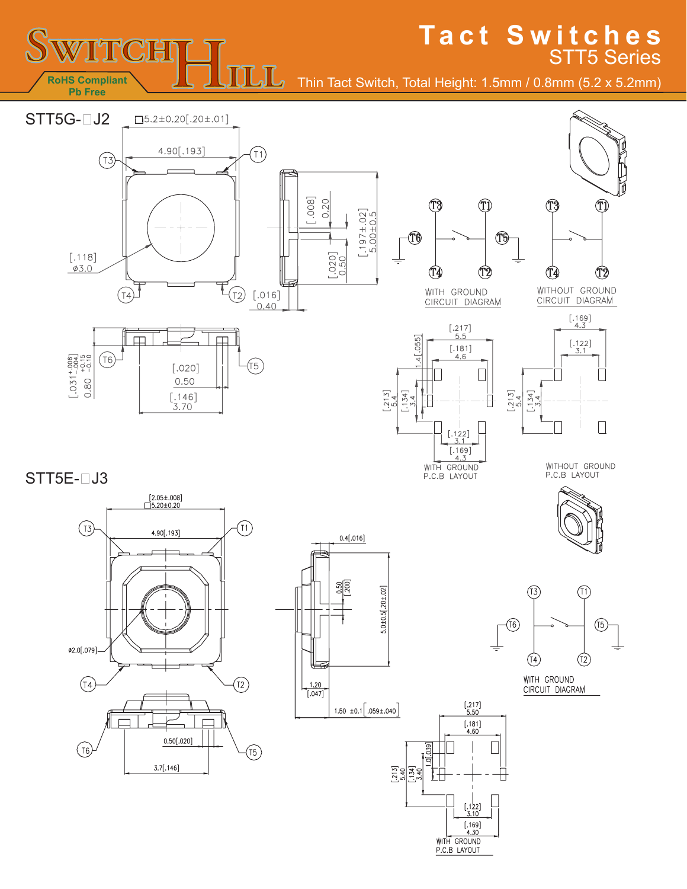# Tact Switches

## STT5 Series

Thin Tact Switch, Total Height: 1.5mm / 0.8mm (5.2 x 5.2mm)

RoHS Compliant
Pb Free

### STT5G-□J2

□5.2±0.20[.20±.01]

4.90[.193]

T1, T2, T3, T4, T5, T6

[.118]
ø3.0

[.016]
0.40

[.008]
0.20

[.020]
0.50

[.197±.02]
5.00±0.5

[.031 +.006 −.004]
0.80 +0.15 −0.10

[.020]
0.50

[.146]
3.70

WITH GROUND CIRCUIT DIAGRAM

WITHOUT GROUND CIRCUIT DIAGRAM

[.217]
5.5

[.181]
4.6

1.4 [.055]

[.213]
5.4

[.134]
3.4

[.122]
3.1

[.169]
4.3

WITH GROUND P.C.B LAYOUT

[.169]
4.3

[.122]
3.1

[.213]
5.4

[.134]
3.4

WITHOUT GROUND P.C.B LAYOUT

### STT5E-□J3

[2.05±.008]
□5.20±0.20

4.90[.193]

ø2.0[.079]

0.50[.020]

3.7[.146]

0.4[.016]

0.50
[.200]

5.0±0.5[.20±.02]

1.20
[.047]

1.50 ±0.1 [.059±.040]

WITH GROUND CIRCUIT DIAGRAM

[.217]
5.50

[.181]
4.60

1.0[.039]

[.213]
5.40

[.134]
3.40

[.122]
3.10

[.169]
4.30

WITH GROUND P.C.B LAYOUT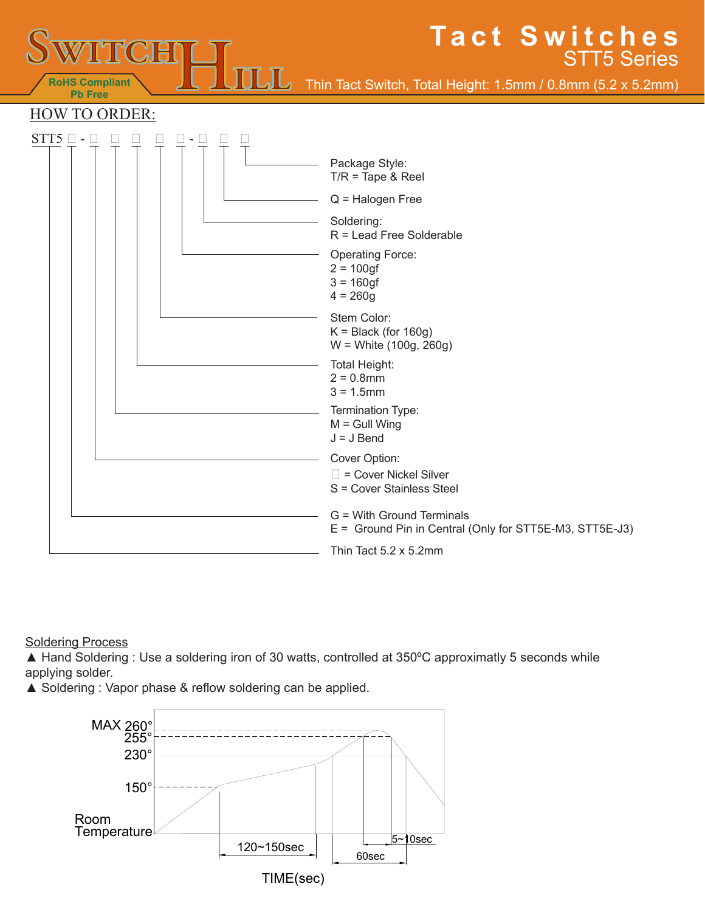# Tact Switches

## STT5 Series

Thin Tact Switch, Total Height: 1.5mm / 0.8mm (5.2 x 5.2mm)

RoHS Compliant
Pb Free

## HOW TO ORDER:

STT5 □ - □ □ □ □ □ - □ □ □

- Package Style: T/R = Tape & Reel
- Q = Halogen Free
- Soldering: R = Lead Free Solderable
- Operating Force:
  - 2 = 100gf
  - 3 = 160gf
  - 4 = 260g
- Stem Color:
  - K = Black (for 160g)
  - W = White (100g, 260g)
- Total Height:
  - 2 = 0.8mm
  - 3 = 1.5mm
- Termination Type:
  - M = Gull Wing
  - J = J Bend
- Cover Option:
  - □ = Cover Nickel Silver
  - S = Cover Stainless Steel
- G = With Ground Terminals
- E = Ground Pin in Central (Only for STT5E-M3, STT5E-J3)
- Thin Tact 5.2 x 5.2mm

## Soldering Process

▲ Hand Soldering : Use a soldering iron of 30 watts, controlled at 350ºC approximatly 5 seconds while applying solder.

▲ Soldering : Vapor phase & reflow soldering can be applied.

MAX 260°
255°
230°
150°
Room Temperature
120~150sec
60sec
5~10sec
TIME(sec)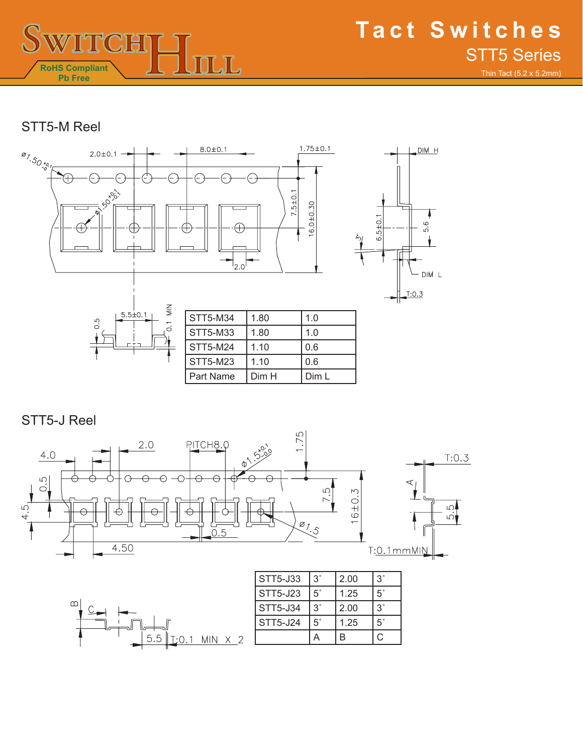## STT5-M Reel

Ø1.50 $^{+0.1}_{-0}$

2.0±0.1

8.0±0.1

1.75±0.1

Ø1.50 $^{+0.1}_{-0.1}$

7.5±0.1

16.0±0.30

2.0

DIM H

6.5±0.1

5.6

3°

DIM L

T:0.3

5.5±0.1

0.5

0.1 MIN

| | | |
|---|---|---|
| STT5-M34 | 1.80 | 1.0 |
| STT5-M33 | 1.80 | 1.0 |
| STT5-M24 | 1.10 | 0.6 |
| STT5-M23 | 1.10 | 0.6 |
| Part Name | Dim H | Dim L |

## STT5-J Reel

4.0

2.0

PITCH8.0

Ø1.5 $^{+0.1}_{-0.0}$

1.75

0.5

4.5

7.5

16±0.3

Ø1.5

0.5

4.50

T:0.3

A

5.5

T:0.1mmMIN

B

C

5.5

T:0.1 MIN X 2

| | | | |
|---|---|---|---|
| STT5-J33 | 3° | 2.00 | 3° |
| STT5-J23 | 5° | 1.25 | 5° |
| STT5-J34 | 3° | 2.00 | 3° |
| STT5-J24 | 5° | 1.25 | 5° |
| | A | B | C |